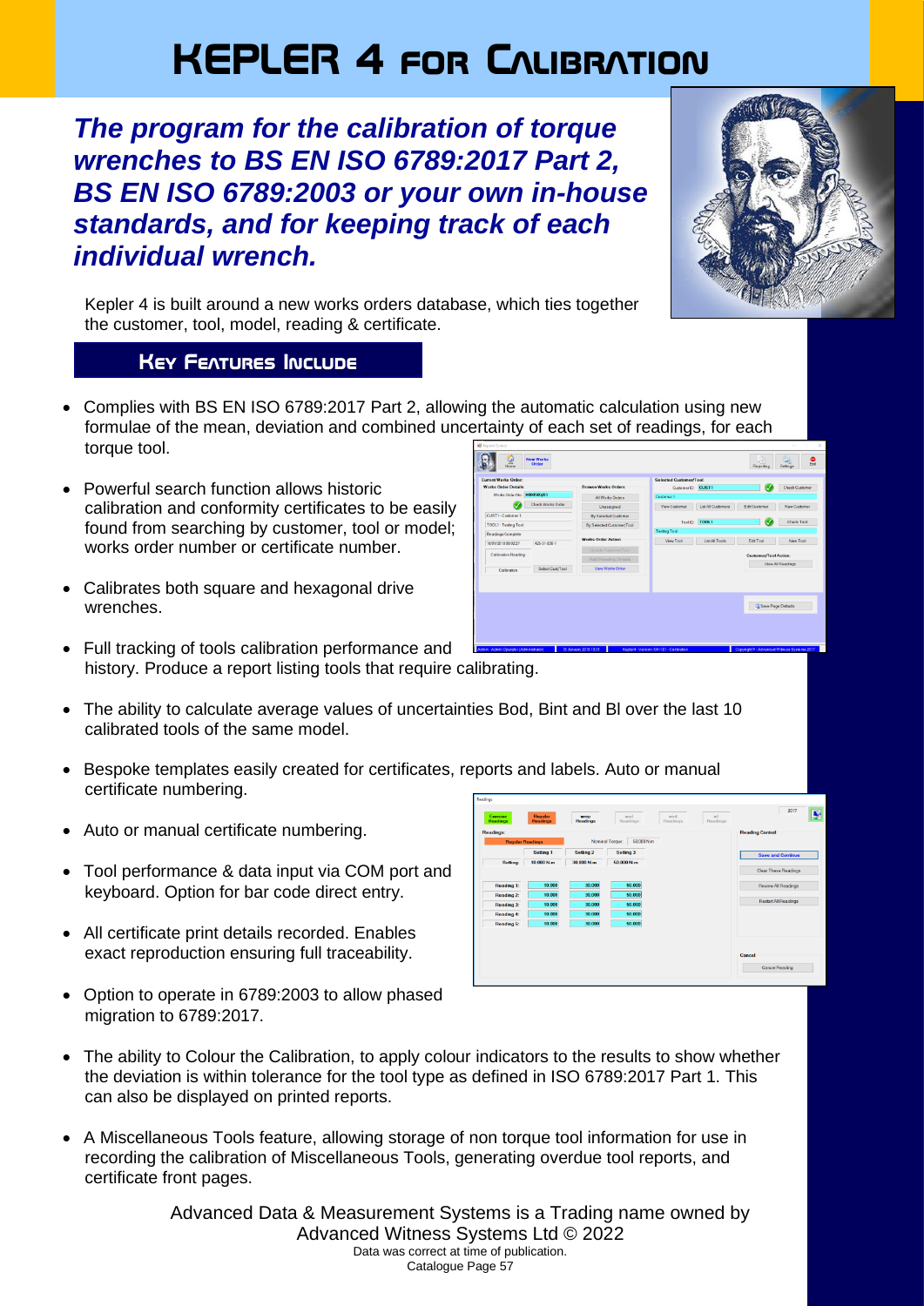# KEPLER 4 FOR CALIBRATION

***The program for the calibration of torque wrenches to BS EN ISO 6789:2017 Part 2, BS EN ISO 6789:2003 or your own in-house standards, and for keeping track of each individual wrench.***

Kepler 4 is built around a new works orders database, which ties together the customer, tool, model, reading & certificate.

## KEY FEATURES INCLUDE

- Complies with BS EN ISO 6789:2017 Part 2, allowing the automatic calculation using new formulae of the mean, deviation and combined uncertainty of each set of readings, for each torque tool.
- Powerful search function allows historic calibration and conformity certificates to be easily found from searching by customer, tool or model; works order number or certificate number.
- Calibrates both square and hexagonal drive wrenches.
- Full tracking of tools calibration performance and history. Produce a report listing tools that require calibrating.
- The ability to calculate average values of uncertainties Bod, Bint and Bl over the last 10 calibrated tools of the same model.
- Bespoke templates easily created for certificates, reports and labels. Auto or manual certificate numbering.
- Auto or manual certificate numbering.
- Tool performance & data input via COM port and keyboard. Option for bar code direct entry.
- All certificate print details recorded. Enables exact reproduction ensuring full traceability.
- Option to operate in 6789:2003 to allow phased migration to 6789:2017.
- The ability to Colour the Calibration, to apply colour indicators to the results to show whether the deviation is within tolerance for the tool type as defined in ISO 6789:2017 Part 1. This can also be displayed on printed reports.
- A Miscellaneous Tools feature, allowing storage of non torque tool information for use in recording the calibration of Miscellaneous Tools, generating overdue tool reports, and certificate front pages.

Advanced Data & Measurement Systems is a Trading name owned by Advanced Witness Systems Ltd © 2022

Data was correct at time of publication.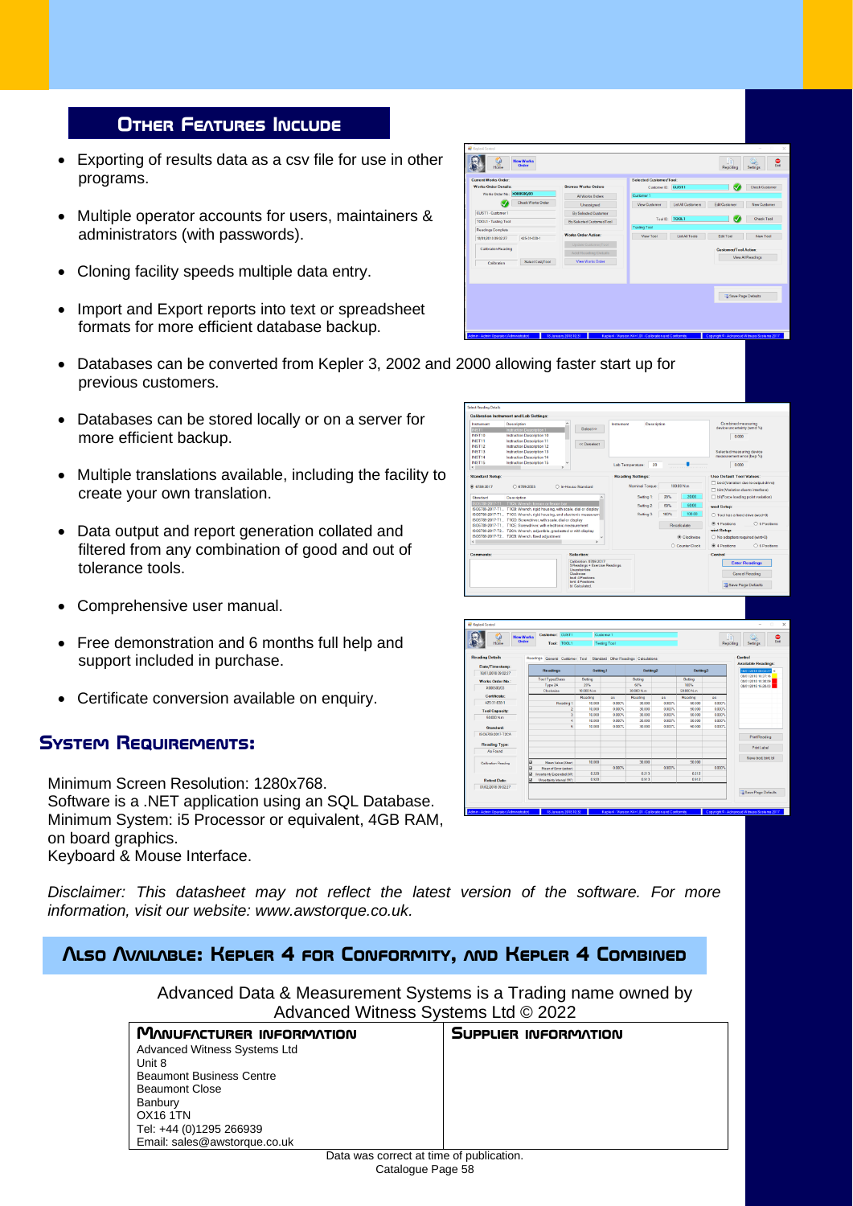## Other Features Include

- Exporting of results data as a csv file for use in other programs.
- Multiple operator accounts for users, maintainers & administrators (with passwords).
- Cloning facility speeds multiple data entry.
- Import and Export reports into text or spreadsheet formats for more efficient database backup.
- Databases can be converted from Kepler 3, 2002 and 2000 allowing faster start up for previous customers.
- Databases can be stored locally or on a server for more efficient backup.
- Multiple translations available, including the facility to create your own translation.
- Data output and report generation collated and filtered from any combination of good and out of tolerance tools.
- Comprehensive user manual.
- Free demonstration and 6 months full help and support included in purchase.
- Certificate conversion available on enquiry.

## System Requirements:

Minimum Screen Resolution: 1280x768.
Software is a .NET application using an SQL Database.
Minimum System: i5 Processor or equivalent, 4GB RAM, on board graphics.
Keyboard & Mouse Interface.

*Disclaimer: This datasheet may not reflect the latest version of the software. For more information, visit our website: www.awstorque.co.uk.*

## Also Available: Kepler 4 for Conformity, and Kepler 4 Combined

Advanced Data & Measurement Systems is a Trading name owned by Advanced Witness Systems Ltd © 2022

| Manufacturer information | Supplier information |
|---|---|
| Advanced Witness Systems Ltd<br>Unit 8<br>Beaumont Business Centre<br>Beaumont Close<br>Banbury<br>OX16 1TN<br>Tel: +44 (0)1295 266939<br>Email: sales@awstorque.co.uk | |

Data was correct at time of publication.
Catalogue Page 58